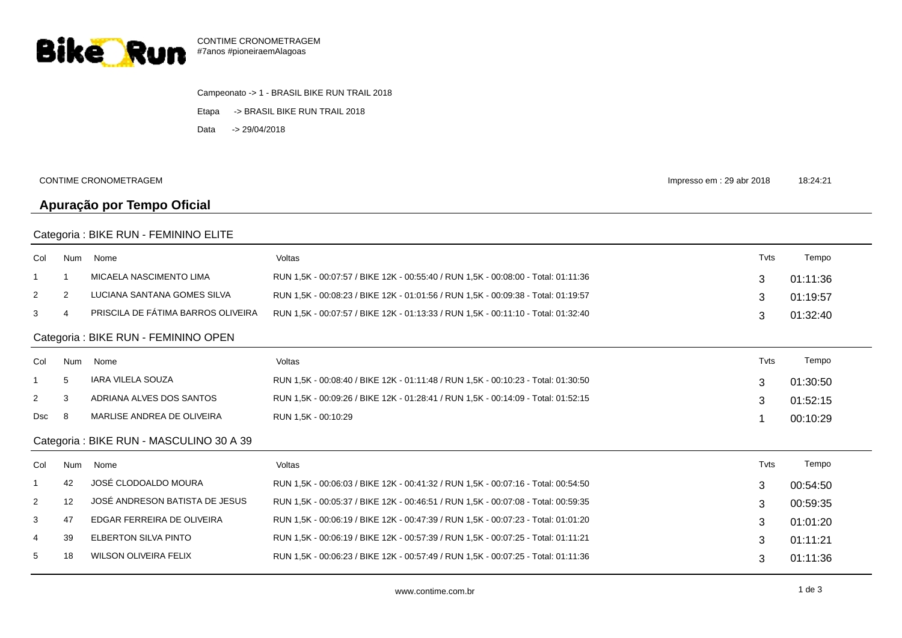CONTIME CRONOMETRAGEM
#7anos #pioneiraemAlagoas

Campeonato -> 1 - BRASIL BIKE RUN TRAIL 2018

Etapa -> BRASIL BIKE RUN TRAIL 2018

Data -> 29/04/2018

CONTIME CRONOMETRAGEM

Impresso em : 29 abr 2018 18:24:21

## Apuração por Tempo Oficial

### Categoria : BIKE RUN - FEMININO ELITE

| Col | Num | Nome | Voltas | Tvts | Tempo |
|---|---|---|---|---|---|
| 1 | 1 | MICAELA NASCIMENTO LIMA | RUN 1,5K - 00:07:57 / BIKE 12K - 00:55:40 / RUN 1,5K - 00:08:00 - Total: 01:11:36 | 3 | 01:11:36 |
| 2 | 2 | LUCIANA SANTANA GOMES SILVA | RUN 1,5K - 00:08:23 / BIKE 12K - 01:01:56 / RUN 1,5K - 00:09:38 - Total: 01:19:57 | 3 | 01:19:57 |
| 3 | 4 | PRISCILA DE FÁTIMA BARROS OLIVEIRA | RUN 1,5K - 00:07:57 / BIKE 12K - 01:13:33 / RUN 1,5K - 00:11:10 - Total: 01:32:40 | 3 | 01:32:40 |

### Categoria : BIKE RUN - FEMININO OPEN

| Col | Num | Nome | Voltas | Tvts | Tempo |
|---|---|---|---|---|---|
| 1 | 5 | IARA VILELA SOUZA | RUN 1,5K - 00:08:40 / BIKE 12K - 01:11:48 / RUN 1,5K - 00:10:23 - Total: 01:30:50 | 3 | 01:30:50 |
| 2 | 3 | ADRIANA ALVES DOS SANTOS | RUN 1,5K - 00:09:26 / BIKE 12K - 01:28:41 / RUN 1,5K - 00:14:09 - Total: 01:52:15 | 3 | 01:52:15 |
| Dsc | 8 | MARLISE ANDREA DE OLIVEIRA | RUN 1,5K - 00:10:29 | 1 | 00:10:29 |

### Categoria : BIKE RUN - MASCULINO 30 A 39

| Col | Num | Nome | Voltas | Tvts | Tempo |
|---|---|---|---|---|---|
| 1 | 42 | JOSÉ CLODOALDO MOURA | RUN 1,5K - 00:06:03 / BIKE 12K - 00:41:32 / RUN 1,5K - 00:07:16 - Total: 00:54:50 | 3 | 00:54:50 |
| 2 | 12 | JOSÉ ANDRESON BATISTA DE JESUS | RUN 1,5K - 00:05:37 / BIKE 12K - 00:46:51 / RUN 1,5K - 00:07:08 - Total: 00:59:35 | 3 | 00:59:35 |
| 3 | 47 | EDGAR FERREIRA DE OLIVEIRA | RUN 1,5K - 00:06:19 / BIKE 12K - 00:47:39 / RUN 1,5K - 00:07:23 - Total: 01:01:20 | 3 | 01:01:20 |
| 4 | 39 | ELBERTON SILVA PINTO | RUN 1,5K - 00:06:19 / BIKE 12K - 00:57:39 / RUN 1,5K - 00:07:25 - Total: 01:11:21 | 3 | 01:11:21 |
| 5 | 18 | WILSON OLIVEIRA FELIX | RUN 1,5K - 00:06:23 / BIKE 12K - 00:57:49 / RUN 1,5K - 00:07:25 - Total: 01:11:36 | 3 | 01:11:36 |

www.contime.com.br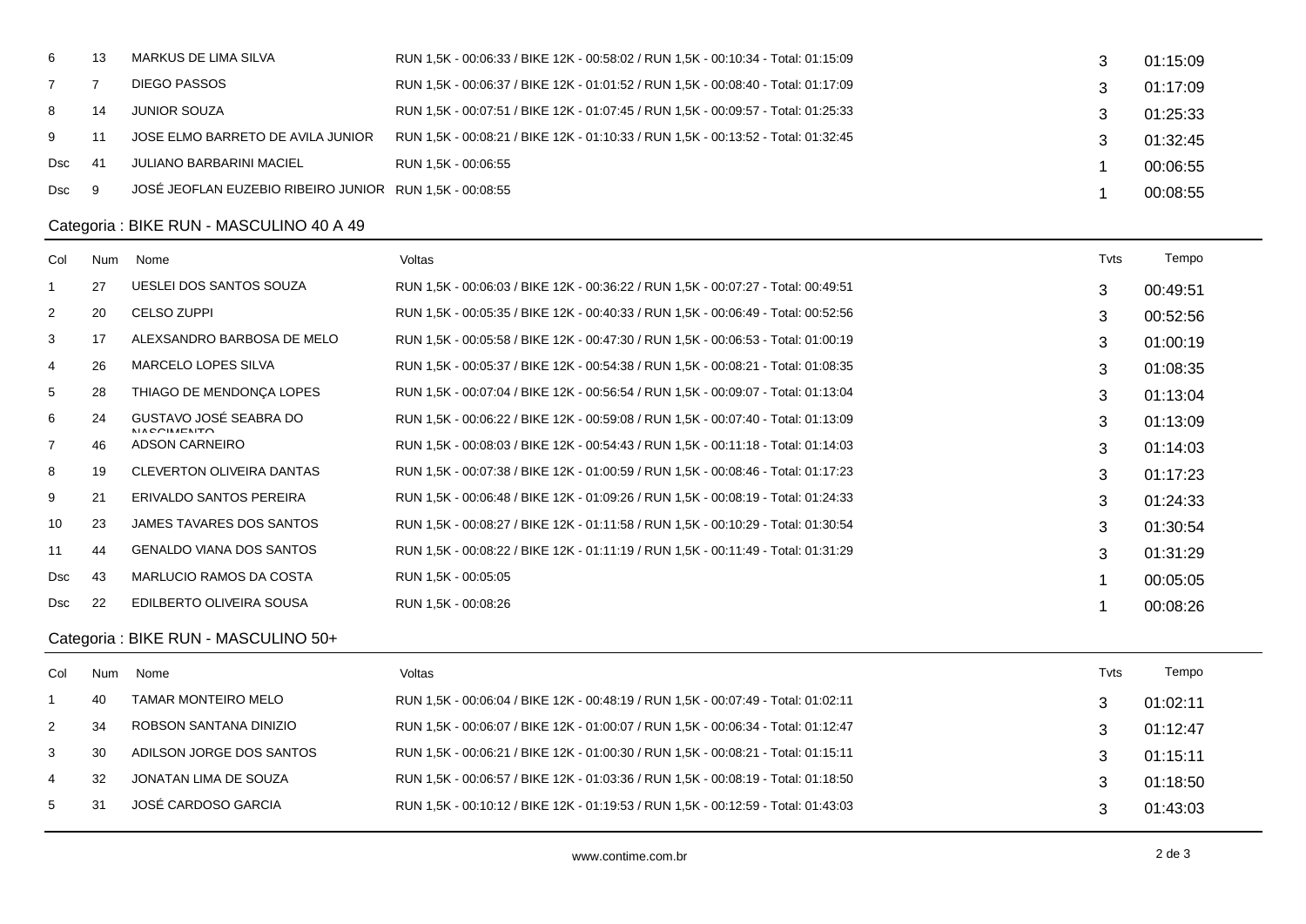| Col | Num | Nome | Voltas | Tvts | Tempo |
|---|---|---|---|---|---|
| 6 | 13 | MARKUS DE LIMA SILVA | RUN 1,5K - 00:06:33 / BIKE 12K - 00:58:02 / RUN 1,5K - 00:10:34 - Total: 01:15:09 | 3 | 01:15:09 |
| 7 | 7 | DIEGO PASSOS | RUN 1,5K - 00:06:37 / BIKE 12K - 01:01:52 / RUN 1,5K - 00:08:40 - Total: 01:17:09 | 3 | 01:17:09 |
| 8 | 14 | JUNIOR SOUZA | RUN 1,5K - 00:07:51 / BIKE 12K - 01:07:45 / RUN 1,5K - 00:09:57 - Total: 01:25:33 | 3 | 01:25:33 |
| 9 | 11 | JOSE ELMO BARRETO DE AVILA JUNIOR | RUN 1,5K - 00:08:21 / BIKE 12K - 01:10:33 / RUN 1,5K - 00:13:52 - Total: 01:32:45 | 3 | 01:32:45 |
| Dsc | 41 | JULIANO BARBARINI MACIEL | RUN 1,5K - 00:06:55 | 1 | 00:06:55 |
| Dsc | 9 | JOSÉ JEOFLAN EUZEBIO RIBEIRO JUNIOR | RUN 1,5K - 00:08:55 | 1 | 00:08:55 |

## Categoria : BIKE RUN - MASCULINO 40 A 49

| Col | Num | Nome | Voltas | Tvts | Tempo |
|---|---|---|---|---|---|
| 1 | 27 | UESLEI DOS SANTOS SOUZA | RUN 1,5K - 00:06:03 / BIKE 12K - 00:36:22 / RUN 1,5K - 00:07:27 - Total: 00:49:51 | 3 | 00:49:51 |
| 2 | 20 | CELSO ZUPPI | RUN 1,5K - 00:05:35 / BIKE 12K - 00:40:33 / RUN 1,5K - 00:06:49 - Total: 00:52:56 | 3 | 00:52:56 |
| 3 | 17 | ALEXSANDRO BARBOSA DE MELO | RUN 1,5K - 00:05:58 / BIKE 12K - 00:47:30 / RUN 1,5K - 00:06:53 - Total: 01:00:19 | 3 | 01:00:19 |
| 4 | 26 | MARCELO LOPES SILVA | RUN 1,5K - 00:05:37 / BIKE 12K - 00:54:38 / RUN 1,5K - 00:08:21 - Total: 01:08:35 | 3 | 01:08:35 |
| 5 | 28 | THIAGO DE MENDONÇA LOPES | RUN 1,5K - 00:07:04 / BIKE 12K - 00:56:54 / RUN 1,5K - 00:09:07 - Total: 01:13:04 | 3 | 01:13:04 |
| 6 | 24 | GUSTAVO JOSÉ SEABRA DO NASCIMENTO | RUN 1,5K - 00:06:22 / BIKE 12K - 00:59:08 / RUN 1,5K - 00:07:40 - Total: 01:13:09 | 3 | 01:13:09 |
| 7 | 46 | ADSON CARNEIRO | RUN 1,5K - 00:08:03 / BIKE 12K - 00:54:43 / RUN 1,5K - 00:11:18 - Total: 01:14:03 | 3 | 01:14:03 |
| 8 | 19 | CLEVERTON OLIVEIRA DANTAS | RUN 1,5K - 00:07:38 / BIKE 12K - 01:00:59 / RUN 1,5K - 00:08:46 - Total: 01:17:23 | 3 | 01:17:23 |
| 9 | 21 | ERIVALDO SANTOS PEREIRA | RUN 1,5K - 00:06:48 / BIKE 12K - 01:09:26 / RUN 1,5K - 00:08:19 - Total: 01:24:33 | 3 | 01:24:33 |
| 10 | 23 | JAMES TAVARES DOS SANTOS | RUN 1,5K - 00:08:27 / BIKE 12K - 01:11:58 / RUN 1,5K - 00:10:29 - Total: 01:30:54 | 3 | 01:30:54 |
| 11 | 44 | GENALDO VIANA DOS SANTOS | RUN 1,5K - 00:08:22 / BIKE 12K - 01:11:19 / RUN 1,5K - 00:11:49 - Total: 01:31:29 | 3 | 01:31:29 |
| Dsc | 43 | MARLUCIO RAMOS DA COSTA | RUN 1,5K - 00:05:05 | 1 | 00:05:05 |
| Dsc | 22 | EDILBERTO OLIVEIRA SOUSA | RUN 1,5K - 00:08:26 | 1 | 00:08:26 |

## Categoria : BIKE RUN - MASCULINO 50+

| Col | Num | Nome | Voltas | Tvts | Tempo |
|---|---|---|---|---|---|
| 1 | 40 | TAMAR MONTEIRO MELO | RUN 1,5K - 00:06:04 / BIKE 12K - 00:48:19 / RUN 1,5K - 00:07:49 - Total: 01:02:11 | 3 | 01:02:11 |
| 2 | 34 | ROBSON SANTANA DINIZIO | RUN 1,5K - 00:06:07 / BIKE 12K - 01:00:07 / RUN 1,5K - 00:06:34 - Total: 01:12:47 | 3 | 01:12:47 |
| 3 | 30 | ADILSON JORGE DOS SANTOS | RUN 1,5K - 00:06:21 / BIKE 12K - 01:00:30 / RUN 1,5K - 00:08:21 - Total: 01:15:11 | 3 | 01:15:11 |
| 4 | 32 | JONATAN LIMA DE SOUZA | RUN 1,5K - 00:06:57 / BIKE 12K - 01:03:36 / RUN 1,5K - 00:08:19 - Total: 01:18:50 | 3 | 01:18:50 |
| 5 | 31 | JOSÉ CARDOSO GARCIA | RUN 1,5K - 00:10:12 / BIKE 12K - 01:19:53 / RUN 1,5K - 00:12:59 - Total: 01:43:03 | 3 | 01:43:03 |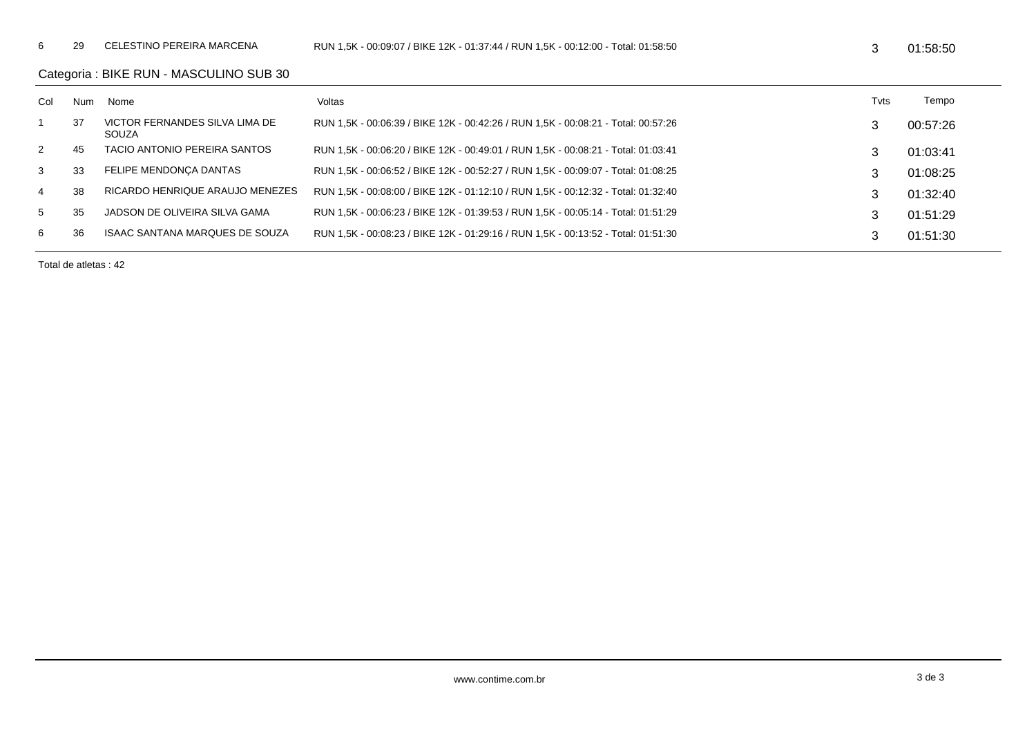| | | | | | |
|---|---|---|---|---|---|
| 6 | 29 | CELESTINO PEREIRA MARCENA | RUN 1,5K - 00:09:07 / BIKE 12K - 01:37:44 / RUN 1,5K - 00:12:00 - Total: 01:58:50 | 3 | 01:58:50 |

## Categoria : BIKE RUN - MASCULINO SUB 30

| Col | Num | Nome | Voltas | Tvts | Tempo |
|---|---|---|---|---|---|
| 1 | 37 | VICTOR FERNANDES SILVA LIMA DE SOUZA | RUN 1,5K - 00:06:39 / BIKE 12K - 00:42:26 / RUN 1,5K - 00:08:21 - Total: 00:57:26 | 3 | 00:57:26 |
| 2 | 45 | TACIO ANTONIO PEREIRA SANTOS | RUN 1,5K - 00:06:20 / BIKE 12K - 00:49:01 / RUN 1,5K - 00:08:21 - Total: 01:03:41 | 3 | 01:03:41 |
| 3 | 33 | FELIPE MENDONÇA DANTAS | RUN 1,5K - 00:06:52 / BIKE 12K - 00:52:27 / RUN 1,5K - 00:09:07 - Total: 01:08:25 | 3 | 01:08:25 |
| 4 | 38 | RICARDO HENRIQUE ARAUJO MENEZES | RUN 1,5K - 00:08:00 / BIKE 12K - 01:12:10 / RUN 1,5K - 00:12:32 - Total: 01:32:40 | 3 | 01:32:40 |
| 5 | 35 | JADSON DE OLIVEIRA SILVA GAMA | RUN 1,5K - 00:06:23 / BIKE 12K - 01:39:53 / RUN 1,5K - 00:05:14 - Total: 01:51:29 | 3 | 01:51:29 |
| 6 | 36 | ISAAC SANTANA MARQUES DE SOUZA | RUN 1,5K - 00:08:23 / BIKE 12K - 01:29:16 / RUN 1,5K - 00:13:52 - Total: 01:51:30 | 3 | 01:51:30 |

Total de atletas : 42

www.contime.com.br